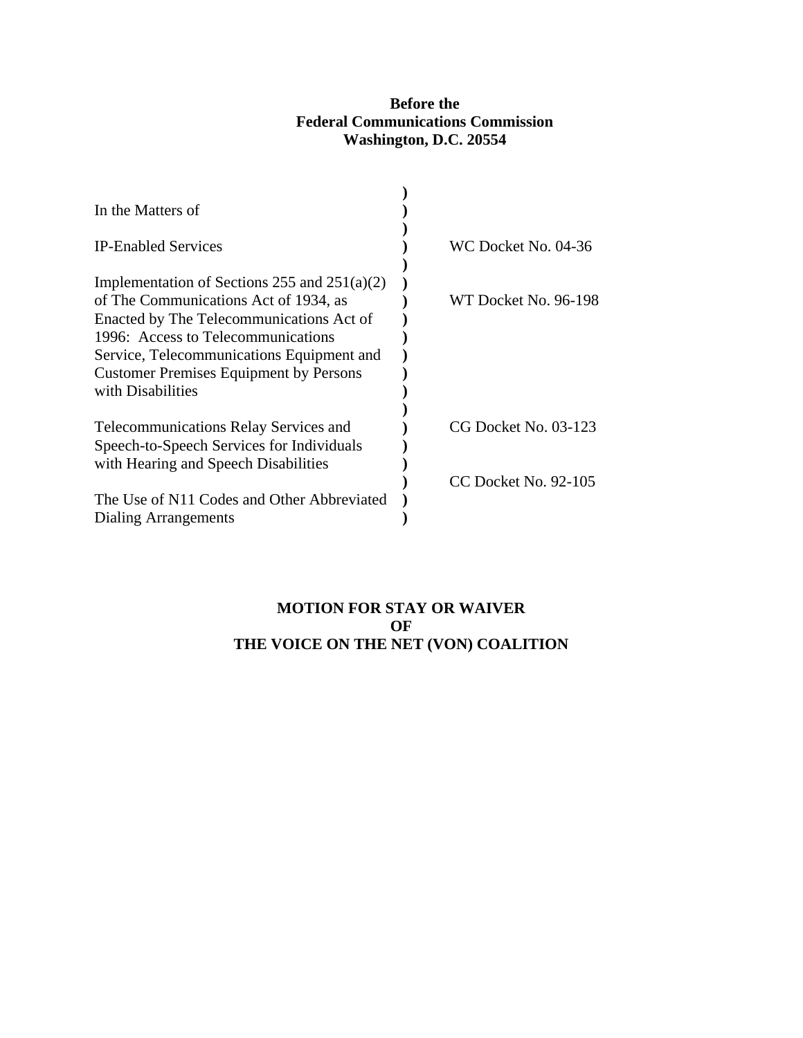**Before the**
**Federal Communications Commission**
**Washington, D.C. 20554**

| In the Matters of | | |
|---|---|---|
| IP-Enabled Services | ) | WC Docket No. 04-36 |
| Implementation of Sections 255 and 251(a)(2) of The Communications Act of 1934, as Enacted by The Telecommunications Act of 1996: Access to Telecommunications Service, Telecommunications Equipment and Customer Premises Equipment by Persons with Disabilities | ) | WT Docket No. 96-198 |
| Telecommunications Relay Services and Speech-to-Speech Services for Individuals with Hearing and Speech Disabilities | ) | CG Docket No. 03-123 |
| The Use of N11 Codes and Other Abbreviated Dialing Arrangements | ) | CC Docket No. 92-105 |

# MOTION FOR STAY OR WAIVER OF THE VOICE ON THE NET (VON) COALITION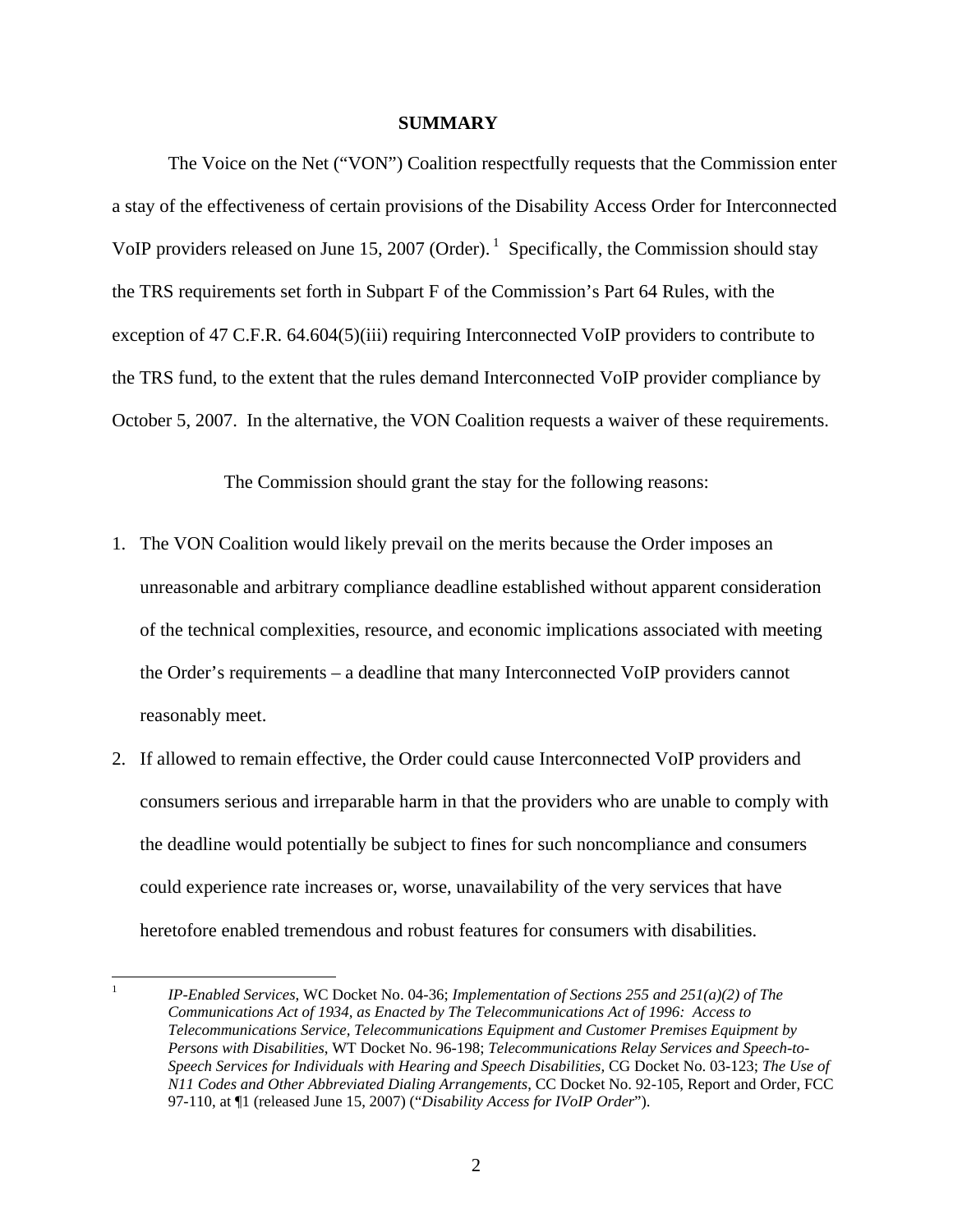**SUMMARY**

The Voice on the Net ("VON") Coalition respectfully requests that the Commission enter a stay of the effectiveness of certain provisions of the Disability Access Order for Interconnected VoIP providers released on June 15, 2007 (Order).[1] Specifically, the Commission should stay the TRS requirements set forth in Subpart F of the Commission's Part 64 Rules, with the exception of 47 C.F.R. 64.604(5)(iii) requiring Interconnected VoIP providers to contribute to the TRS fund, to the extent that the rules demand Interconnected VoIP provider compliance by October 5, 2007. In the alternative, the VON Coalition requests a waiver of these requirements.

The Commission should grant the stay for the following reasons:

1. The VON Coalition would likely prevail on the merits because the Order imposes an unreasonable and arbitrary compliance deadline established without apparent consideration of the technical complexities, resource, and economic implications associated with meeting the Order's requirements – a deadline that many Interconnected VoIP providers cannot reasonably meet.
2. If allowed to remain effective, the Order could cause Interconnected VoIP providers and consumers serious and irreparable harm in that the providers who are unable to comply with the deadline would potentially be subject to fines for such noncompliance and consumers could experience rate increases or, worse, unavailability of the very services that have heretofore enabled tremendous and robust features for consumers with disabilities.

[1] *IP-Enabled Services*, WC Docket No. 04-36; *Implementation of Sections 255 and 251(a)(2) of The Communications Act of 1934, as Enacted by The Telecommunications Act of 1996: Access to Telecommunications Service, Telecommunications Equipment and Customer Premises Equipment by Persons with Disabilities*, WT Docket No. 96-198; *Telecommunications Relay Services and Speech-to-Speech Services for Individuals with Hearing and Speech Disabilities*, CG Docket No. 03-123; *The Use of N11 Codes and Other Abbreviated Dialing Arrangements*, CC Docket No. 92-105, Report and Order, FCC 97-110, at ¶1 (released June 15, 2007) ("*Disability Access for IVoIP Order*").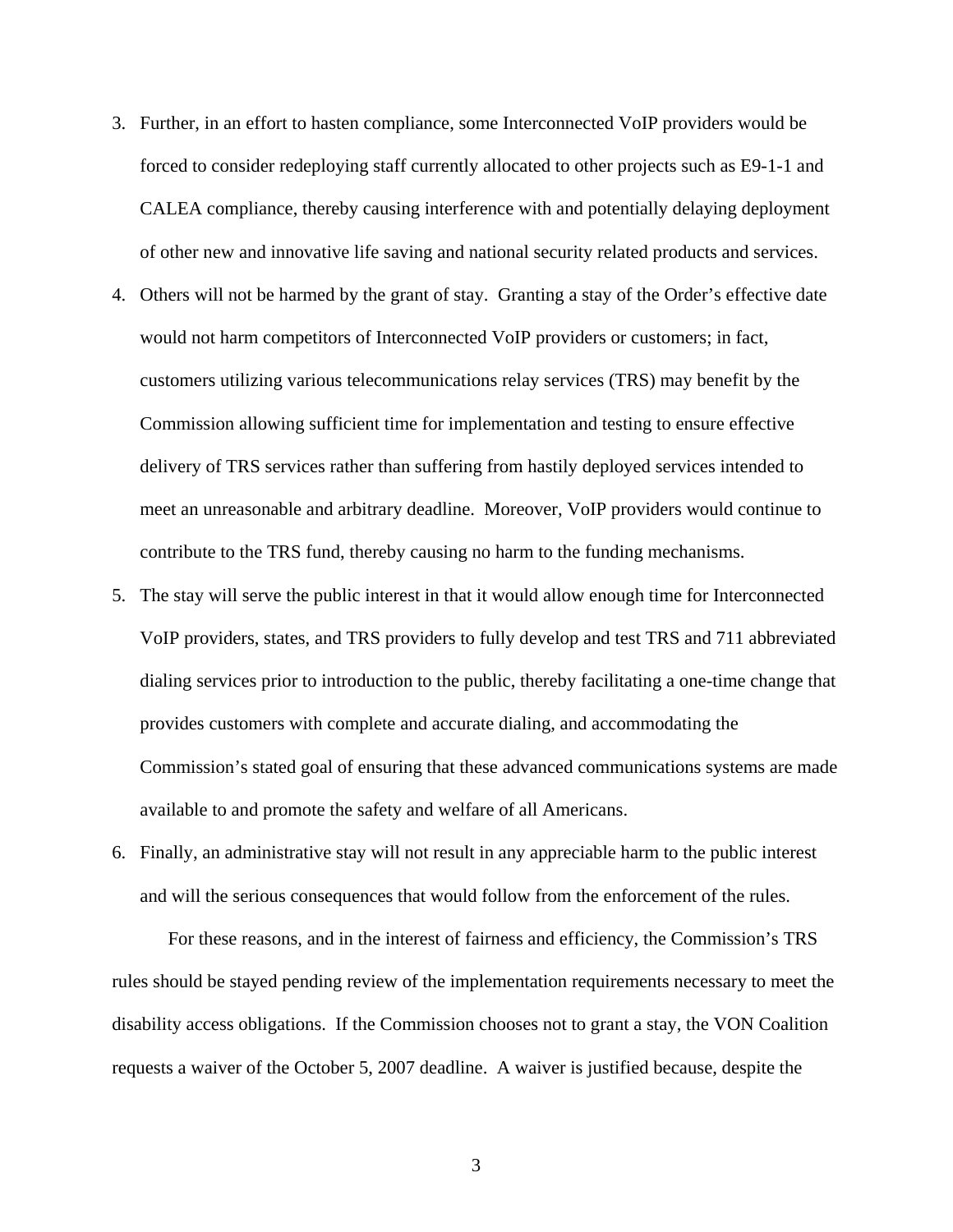3. Further, in an effort to hasten compliance, some Interconnected VoIP providers would be forced to consider redeploying staff currently allocated to other projects such as E9-1-1 and CALEA compliance, thereby causing interference with and potentially delaying deployment of other new and innovative life saving and national security related products and services.
4. Others will not be harmed by the grant of stay. Granting a stay of the Order's effective date would not harm competitors of Interconnected VoIP providers or customers; in fact, customers utilizing various telecommunications relay services (TRS) may benefit by the Commission allowing sufficient time for implementation and testing to ensure effective delivery of TRS services rather than suffering from hastily deployed services intended to meet an unreasonable and arbitrary deadline. Moreover, VoIP providers would continue to contribute to the TRS fund, thereby causing no harm to the funding mechanisms.
5. The stay will serve the public interest in that it would allow enough time for Interconnected VoIP providers, states, and TRS providers to fully develop and test TRS and 711 abbreviated dialing services prior to introduction to the public, thereby facilitating a one-time change that provides customers with complete and accurate dialing, and accommodating the Commission's stated goal of ensuring that these advanced communications systems are made available to and promote the safety and welfare of all Americans.
6. Finally, an administrative stay will not result in any appreciable harm to the public interest and will the serious consequences that would follow from the enforcement of the rules.

For these reasons, and in the interest of fairness and efficiency, the Commission's TRS rules should be stayed pending review of the implementation requirements necessary to meet the disability access obligations. If the Commission chooses not to grant a stay, the VON Coalition requests a waiver of the October 5, 2007 deadline. A waiver is justified because, despite the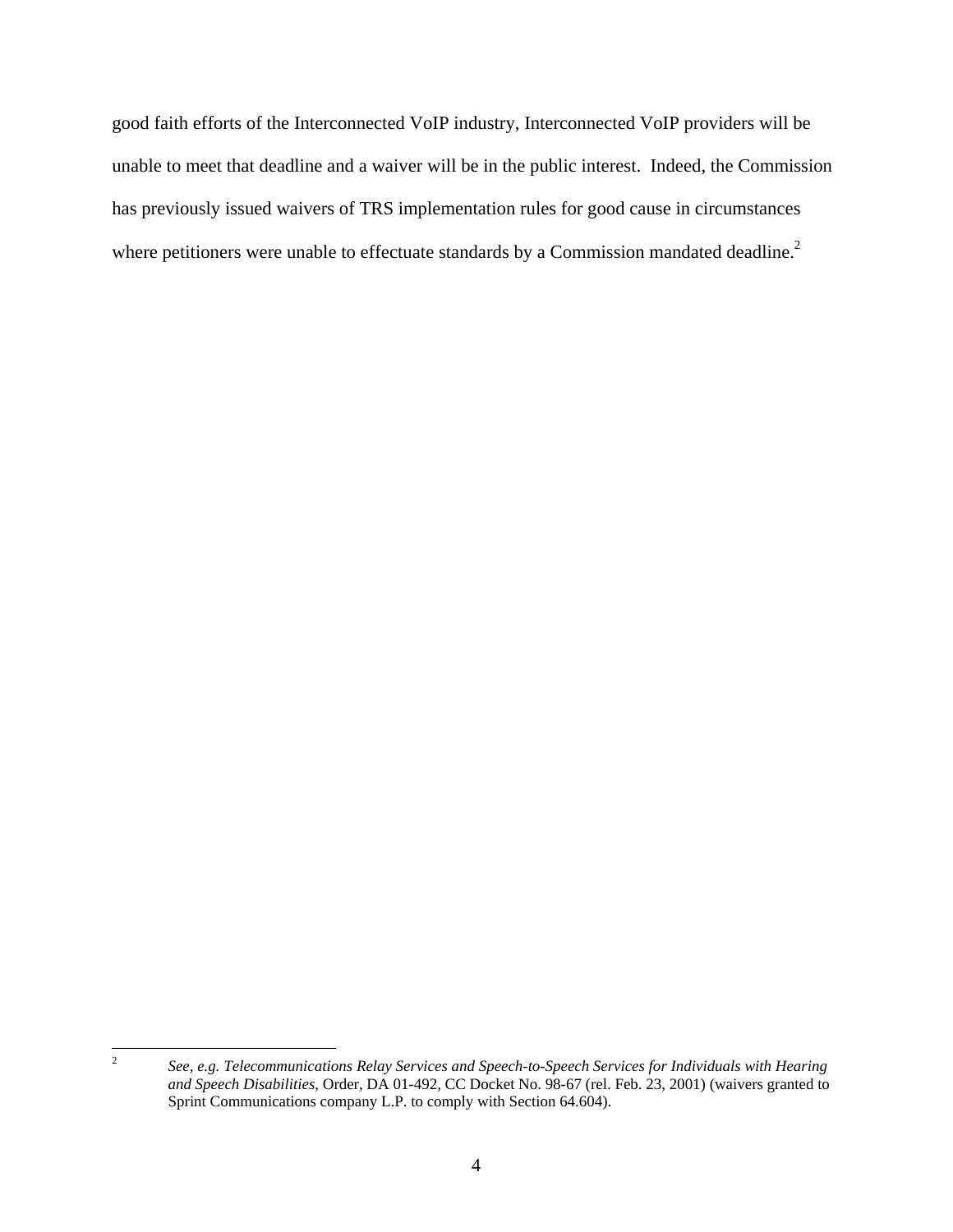good faith efforts of the Interconnected VoIP industry, Interconnected VoIP providers will be unable to meet that deadline and a waiver will be in the public interest. Indeed, the Commission has previously issued waivers of TRS implementation rules for good cause in circumstances where petitioners were unable to effectuate standards by a Commission mandated deadline.[2]

---

[2] *See, e.g. Telecommunications Relay Services and Speech-to-Speech Services for Individuals with Hearing and Speech Disabilities*, Order, DA 01-492, CC Docket No. 98-67 (rel. Feb. 23, 2001) (waivers granted to Sprint Communications company L.P. to comply with Section 64.604).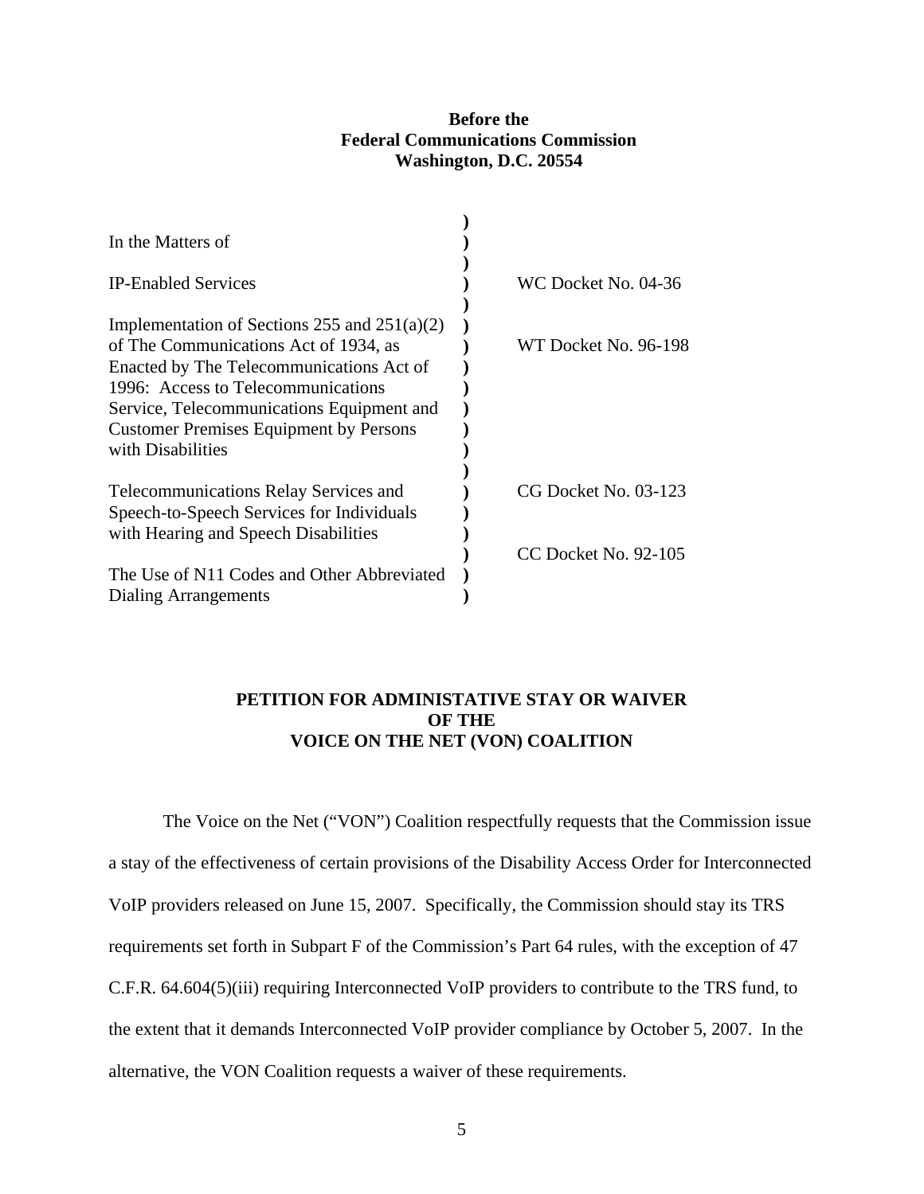**Before the**
**Federal Communications Commission**
**Washington, D.C. 20554**

| In the Matters of | |
|---|---|
| IP-Enabled Services | WC Docket No. 04-36 |
| Implementation of Sections 255 and 251(a)(2) of The Communications Act of 1934, as Enacted by The Telecommunications Act of 1996: Access to Telecommunications Service, Telecommunications Equipment and Customer Premises Equipment by Persons with Disabilities | WT Docket No. 96-198 |
| Telecommunications Relay Services and Speech-to-Speech Services for Individuals with Hearing and Speech Disabilities | CG Docket No. 03-123 |
| The Use of N11 Codes and Other Abbreviated Dialing Arrangements | CC Docket No. 92-105 |

**PETITION FOR ADMINISTATIVE STAY OR WAIVER OF THE VOICE ON THE NET (VON) COALITION**

The Voice on the Net ("VON") Coalition respectfully requests that the Commission issue a stay of the effectiveness of certain provisions of the Disability Access Order for Interconnected VoIP providers released on June 15, 2007. Specifically, the Commission should stay its TRS requirements set forth in Subpart F of the Commission's Part 64 rules, with the exception of 47 C.F.R. 64.604(5)(iii) requiring Interconnected VoIP providers to contribute to the TRS fund, to the extent that it demands Interconnected VoIP provider compliance by October 5, 2007. In the alternative, the VON Coalition requests a waiver of these requirements.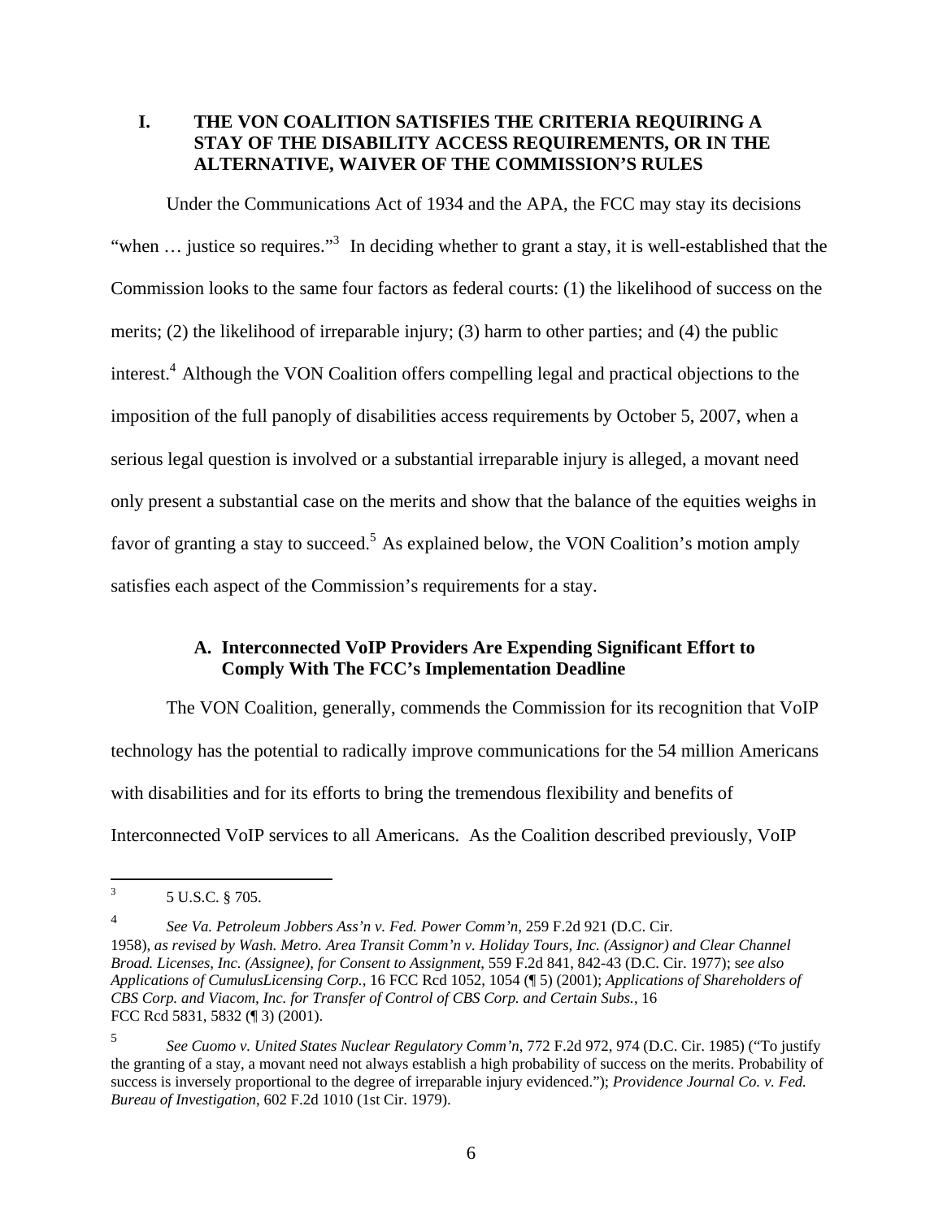## I. THE VON COALITION SATISFIES THE CRITERIA REQUIRING A STAY OF THE DISABILITY ACCESS REQUIREMENTS, OR IN THE ALTERNATIVE, WAIVER OF THE COMMISSION'S RULES

Under the Communications Act of 1934 and the APA, the FCC may stay its decisions "when … justice so requires."[3] In deciding whether to grant a stay, it is well-established that the Commission looks to the same four factors as federal courts: (1) the likelihood of success on the merits; (2) the likelihood of irreparable injury; (3) harm to other parties; and (4) the public interest.[4] Although the VON Coalition offers compelling legal and practical objections to the imposition of the full panoply of disabilities access requirements by October 5, 2007, when a serious legal question is involved or a substantial irreparable injury is alleged, a movant need only present a substantial case on the merits and show that the balance of the equities weighs in favor of granting a stay to succeed.[5] As explained below, the VON Coalition's motion amply satisfies each aspect of the Commission's requirements for a stay.

### A. Interconnected VoIP Providers Are Expending Significant Effort to Comply With The FCC's Implementation Deadline

The VON Coalition, generally, commends the Commission for its recognition that VoIP technology has the potential to radically improve communications for the 54 million Americans with disabilities and for its efforts to bring the tremendous flexibility and benefits of Interconnected VoIP services to all Americans. As the Coalition described previously, VoIP

---

[3] 5 U.S.C. § 705.

[4] *See Va. Petroleum Jobbers Ass'n v. Fed. Power Comm'n*, 259 F.2d 921 (D.C. Cir. 1958), *as revised by Wash. Metro. Area Transit Comm'n v. Holiday Tours, Inc. (Assignor) and Clear Channel Broad. Licenses, Inc. (Assignee), for Consent to Assignment*, 559 F.2d 841, 842-43 (D.C. Cir. 1977); s*ee also Applications of CumulusLicensing Corp.*, 16 FCC Rcd 1052, 1054 (¶ 5) (2001); *Applications of Shareholders of CBS Corp. and Viacom, Inc. for Transfer of Control of CBS Corp. and Certain Subs.*, 16 FCC Rcd 5831, 5832 (¶ 3) (2001).

[5] *See Cuomo v. United States Nuclear Regulatory Comm'n*, 772 F.2d 972, 974 (D.C. Cir. 1985) ("To justify the granting of a stay, a movant need not always establish a high probability of success on the merits. Probability of success is inversely proportional to the degree of irreparable injury evidenced."); *Providence Journal Co. v. Fed. Bureau of Investigation*, 602 F.2d 1010 (1st Cir. 1979).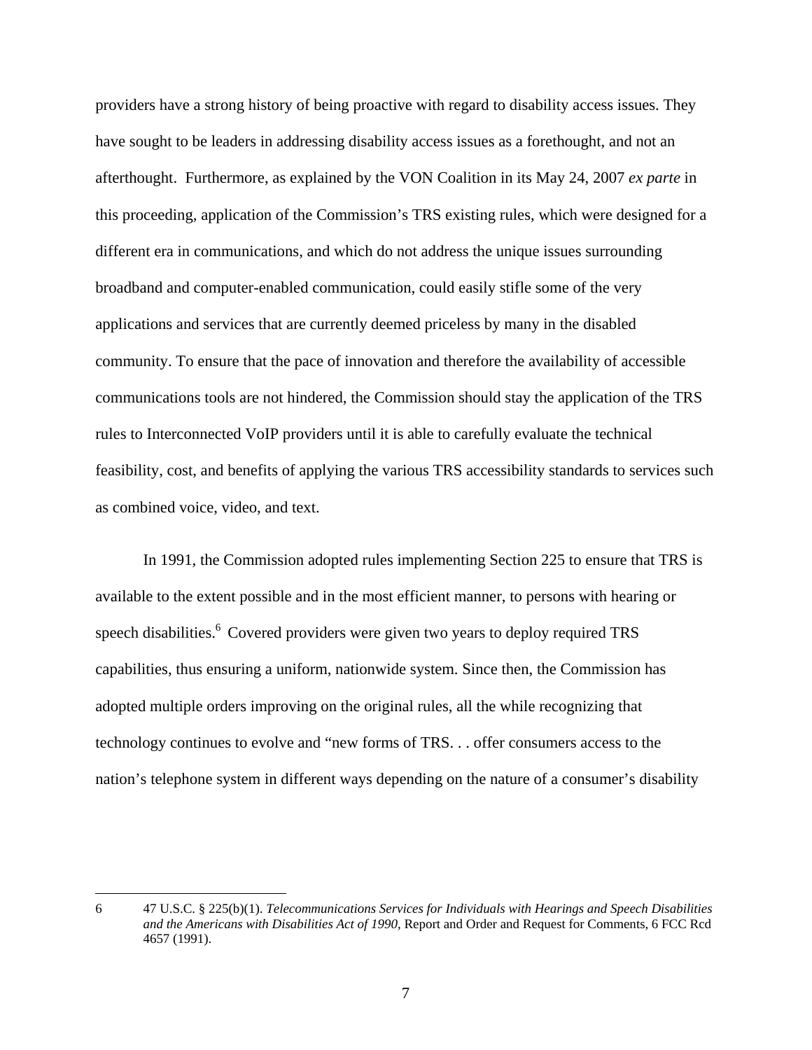providers have a strong history of being proactive with regard to disability access issues. They have sought to be leaders in addressing disability access issues as a forethought, and not an afterthought. Furthermore, as explained by the VON Coalition in its May 24, 2007 *ex parte* in this proceeding, application of the Commission's TRS existing rules, which were designed for a different era in communications, and which do not address the unique issues surrounding broadband and computer-enabled communication, could easily stifle some of the very applications and services that are currently deemed priceless by many in the disabled community. To ensure that the pace of innovation and therefore the availability of accessible communications tools are not hindered, the Commission should stay the application of the TRS rules to Interconnected VoIP providers until it is able to carefully evaluate the technical feasibility, cost, and benefits of applying the various TRS accessibility standards to services such as combined voice, video, and text.

In 1991, the Commission adopted rules implementing Section 225 to ensure that TRS is available to the extent possible and in the most efficient manner, to persons with hearing or speech disabilities.[6] Covered providers were given two years to deploy required TRS capabilities, thus ensuring a uniform, nationwide system. Since then, the Commission has adopted multiple orders improving on the original rules, all the while recognizing that technology continues to evolve and "new forms of TRS. . . offer consumers access to the nation's telephone system in different ways depending on the nature of a consumer's disability

---

6 47 U.S.C. § 225(b)(1). *Telecommunications Services for Individuals with Hearings and Speech Disabilities and the Americans with Disabilities Act of 1990*, Report and Order and Request for Comments, 6 FCC Rcd 4657 (1991).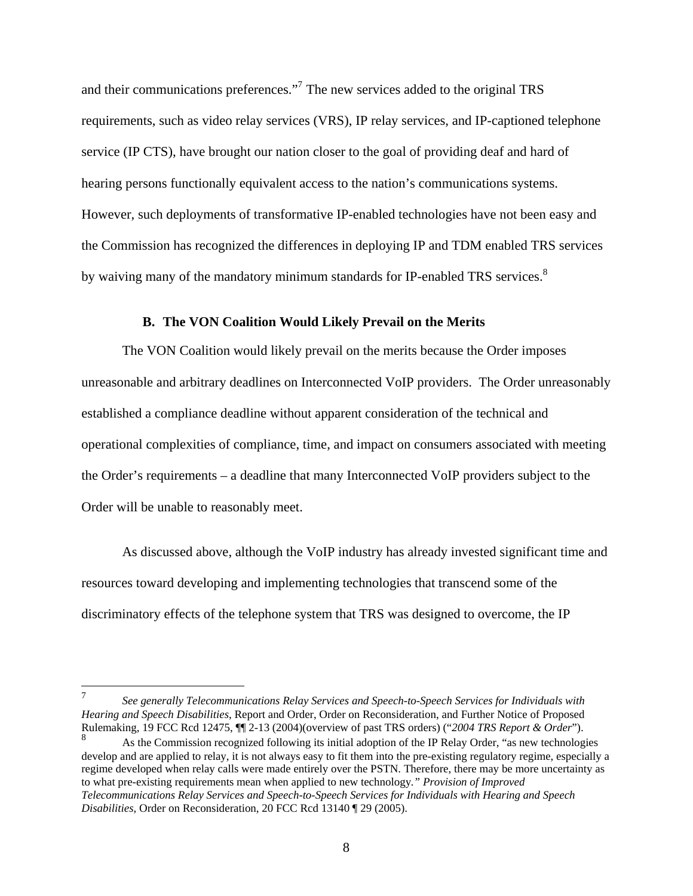and their communications preferences."[7] The new services added to the original TRS requirements, such as video relay services (VRS), IP relay services, and IP-captioned telephone service (IP CTS), have brought our nation closer to the goal of providing deaf and hard of hearing persons functionally equivalent access to the nation's communications systems. However, such deployments of transformative IP-enabled technologies have not been easy and the Commission has recognized the differences in deploying IP and TDM enabled TRS services by waiving many of the mandatory minimum standards for IP-enabled TRS services.[8]

### B. The VON Coalition Would Likely Prevail on the Merits

The VON Coalition would likely prevail on the merits because the Order imposes unreasonable and arbitrary deadlines on Interconnected VoIP providers. The Order unreasonably established a compliance deadline without apparent consideration of the technical and operational complexities of compliance, time, and impact on consumers associated with meeting the Order's requirements – a deadline that many Interconnected VoIP providers subject to the Order will be unable to reasonably meet.

As discussed above, although the VoIP industry has already invested significant time and resources toward developing and implementing technologies that transcend some of the discriminatory effects of the telephone system that TRS was designed to overcome, the IP

---

[7] *See generally Telecommunications Relay Services and Speech-to-Speech Services for Individuals with Hearing and Speech Disabilities*, Report and Order, Order on Reconsideration, and Further Notice of Proposed Rulemaking, 19 FCC Rcd 12475, ¶¶ 2-13 (2004)(overview of past TRS orders) ("*2004 TRS Report & Order*").

[8] As the Commission recognized following its initial adoption of the IP Relay Order, "as new technologies develop and are applied to relay, it is not always easy to fit them into the pre-existing regulatory regime, especially a regime developed when relay calls were made entirely over the PSTN. Therefore, there may be more uncertainty as to what pre-existing requirements mean when applied to new technology." *Provision of Improved Telecommunications Relay Services and Speech-to-Speech Services for Individuals with Hearing and Speech Disabilities*, Order on Reconsideration, 20 FCC Rcd 13140 ¶ 29 (2005).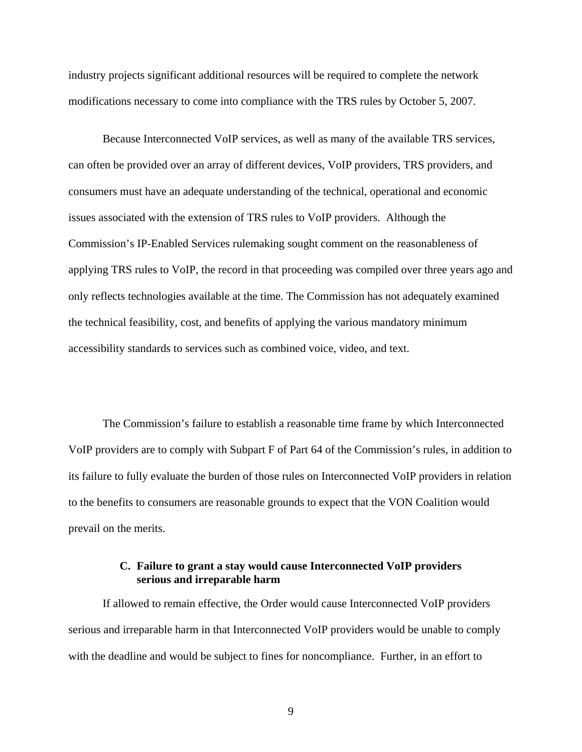industry projects significant additional resources will be required to complete the network modifications necessary to come into compliance with the TRS rules by October 5, 2007.

Because Interconnected VoIP services, as well as many of the available TRS services, can often be provided over an array of different devices, VoIP providers, TRS providers, and consumers must have an adequate understanding of the technical, operational and economic issues associated with the extension of TRS rules to VoIP providers. Although the Commission's IP-Enabled Services rulemaking sought comment on the reasonableness of applying TRS rules to VoIP, the record in that proceeding was compiled over three years ago and only reflects technologies available at the time. The Commission has not adequately examined the technical feasibility, cost, and benefits of applying the various mandatory minimum accessibility standards to services such as combined voice, video, and text.

The Commission's failure to establish a reasonable time frame by which Interconnected VoIP providers are to comply with Subpart F of Part 64 of the Commission's rules, in addition to its failure to fully evaluate the burden of those rules on Interconnected VoIP providers in relation to the benefits to consumers are reasonable grounds to expect that the VON Coalition would prevail on the merits.

### C. Failure to grant a stay would cause Interconnected VoIP providers serious and irreparable harm

If allowed to remain effective, the Order would cause Interconnected VoIP providers serious and irreparable harm in that Interconnected VoIP providers would be unable to comply with the deadline and would be subject to fines for noncompliance. Further, in an effort to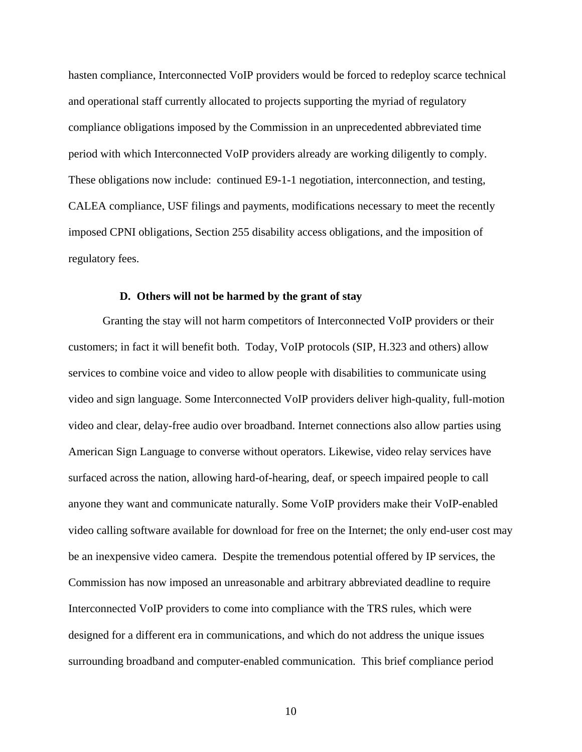hasten compliance, Interconnected VoIP providers would be forced to redeploy scarce technical and operational staff currently allocated to projects supporting the myriad of regulatory compliance obligations imposed by the Commission in an unprecedented abbreviated time period with which Interconnected VoIP providers already are working diligently to comply. These obligations now include: continued E9-1-1 negotiation, interconnection, and testing, CALEA compliance, USF filings and payments, modifications necessary to meet the recently imposed CPNI obligations, Section 255 disability access obligations, and the imposition of regulatory fees.

### D. Others will not be harmed by the grant of stay

Granting the stay will not harm competitors of Interconnected VoIP providers or their customers; in fact it will benefit both. Today, VoIP protocols (SIP, H.323 and others) allow services to combine voice and video to allow people with disabilities to communicate using video and sign language. Some Interconnected VoIP providers deliver high-quality, full-motion video and clear, delay-free audio over broadband. Internet connections also allow parties using American Sign Language to converse without operators. Likewise, video relay services have surfaced across the nation, allowing hard-of-hearing, deaf, or speech impaired people to call anyone they want and communicate naturally. Some VoIP providers make their VoIP-enabled video calling software available for download for free on the Internet; the only end-user cost may be an inexpensive video camera. Despite the tremendous potential offered by IP services, the Commission has now imposed an unreasonable and arbitrary abbreviated deadline to require Interconnected VoIP providers to come into compliance with the TRS rules, which were designed for a different era in communications, and which do not address the unique issues surrounding broadband and computer-enabled communication. This brief compliance period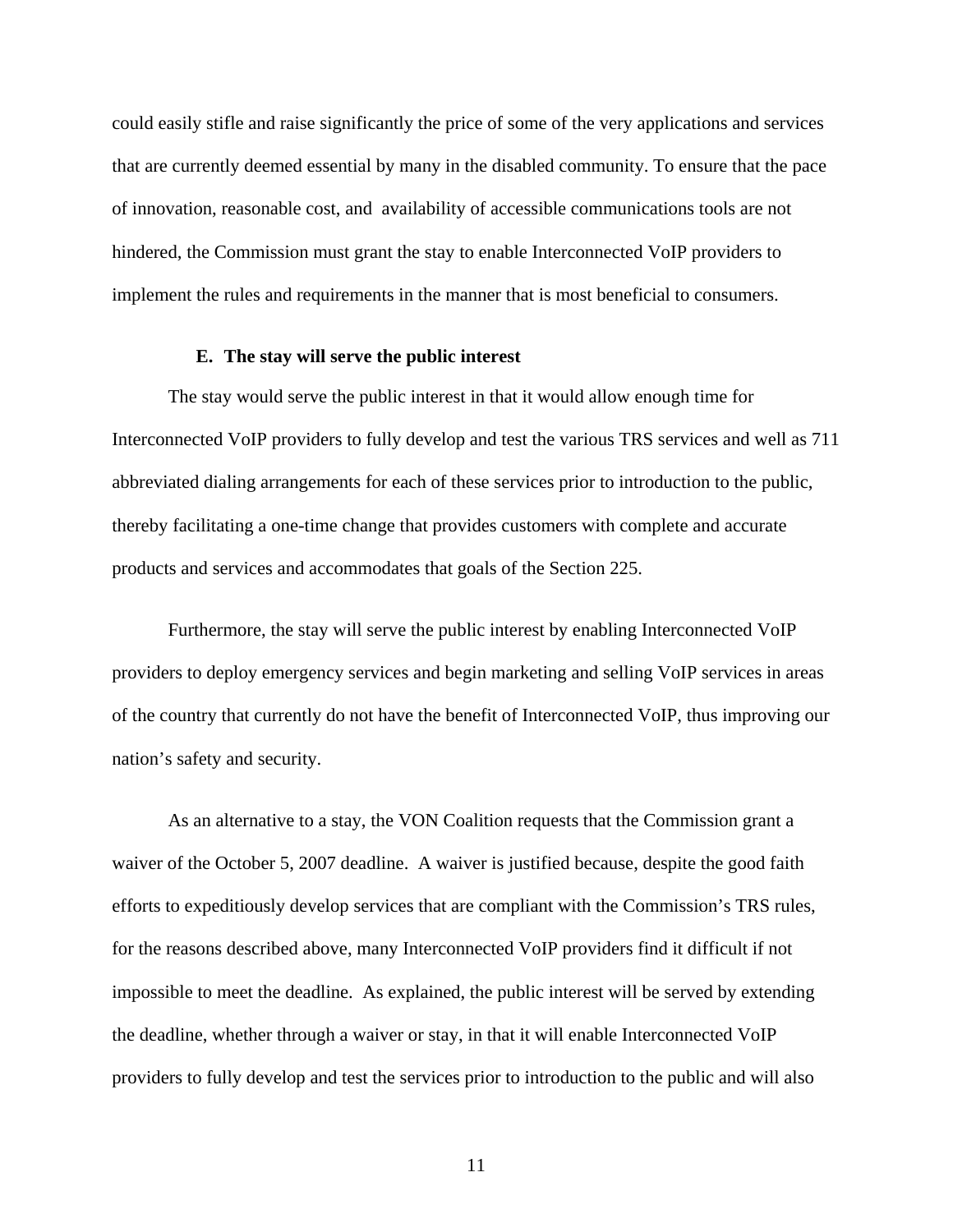could easily stifle and raise significantly the price of some of the very applications and services that are currently deemed essential by many in the disabled community. To ensure that the pace of innovation, reasonable cost, and availability of accessible communications tools are not hindered, the Commission must grant the stay to enable Interconnected VoIP providers to implement the rules and requirements in the manner that is most beneficial to consumers.

### E. The stay will serve the public interest

The stay would serve the public interest in that it would allow enough time for Interconnected VoIP providers to fully develop and test the various TRS services and well as 711 abbreviated dialing arrangements for each of these services prior to introduction to the public, thereby facilitating a one-time change that provides customers with complete and accurate products and services and accommodates that goals of the Section 225.

Furthermore, the stay will serve the public interest by enabling Interconnected VoIP providers to deploy emergency services and begin marketing and selling VoIP services in areas of the country that currently do not have the benefit of Interconnected VoIP, thus improving our nation's safety and security.

As an alternative to a stay, the VON Coalition requests that the Commission grant a waiver of the October 5, 2007 deadline. A waiver is justified because, despite the good faith efforts to expeditiously develop services that are compliant with the Commission's TRS rules, for the reasons described above, many Interconnected VoIP providers find it difficult if not impossible to meet the deadline. As explained, the public interest will be served by extending the deadline, whether through a waiver or stay, in that it will enable Interconnected VoIP providers to fully develop and test the services prior to introduction to the public and will also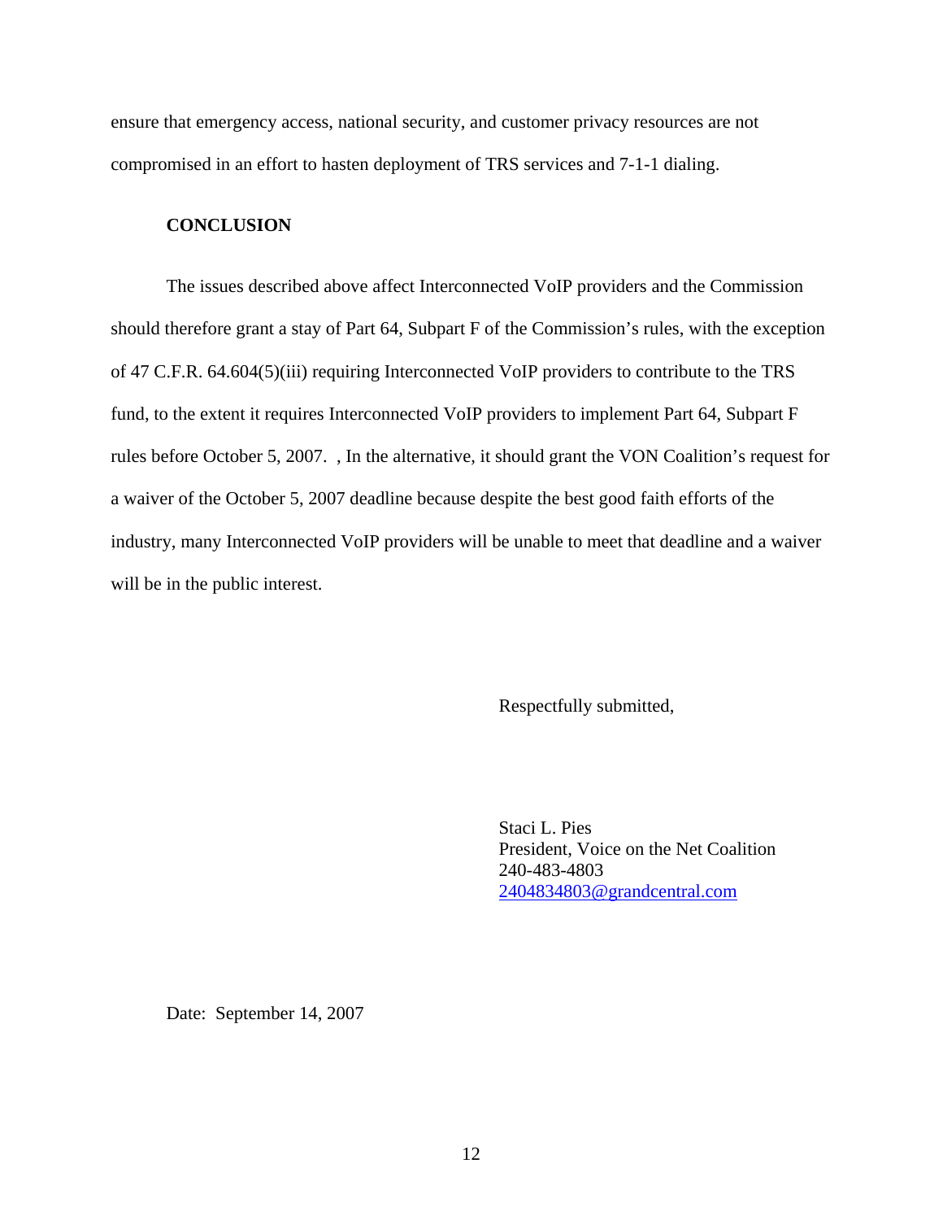ensure that emergency access, national security, and customer privacy resources are not compromised in an effort to hasten deployment of TRS services and 7-1-1 dialing.

**CONCLUSION**

The issues described above affect Interconnected VoIP providers and the Commission should therefore grant a stay of Part 64, Subpart F of the Commission's rules, with the exception of 47 C.F.R. 64.604(5)(iii) requiring Interconnected VoIP providers to contribute to the TRS fund, to the extent it requires Interconnected VoIP providers to implement Part 64, Subpart F rules before October 5, 2007. , In the alternative, it should grant the VON Coalition's request for a waiver of the October 5, 2007 deadline because despite the best good faith efforts of the industry, many Interconnected VoIP providers will be unable to meet that deadline and a waiver will be in the public interest.

Respectfully submitted,

Staci L. Pies
President, Voice on the Net Coalition
240-483-4803
2404834803@grandcentral.com

Date: September 14, 2007